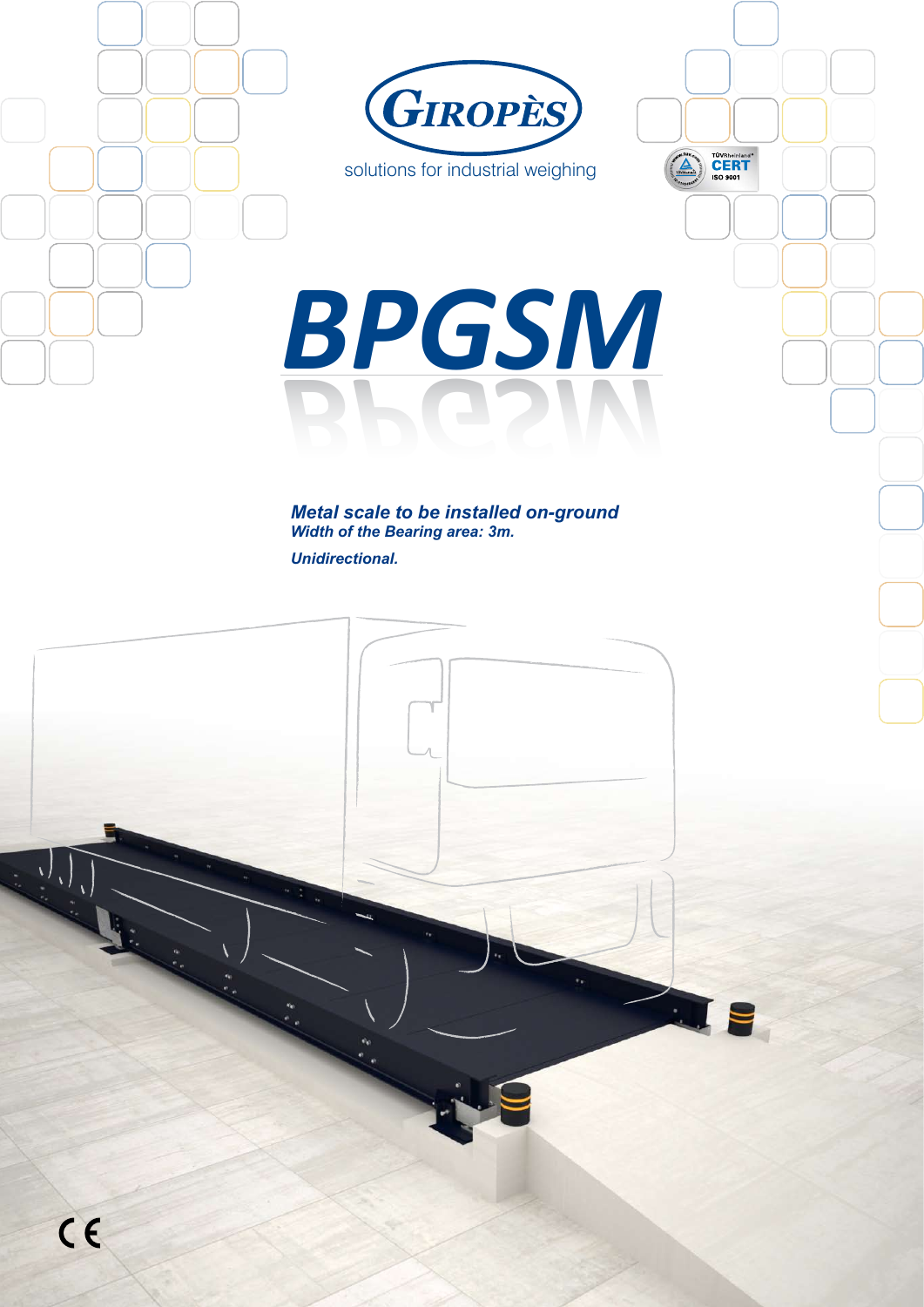GIROPÈS

solutions for industrial weighing

TÜVRheinland CERT ISO 9001

# BPGSM

***Metal scale to be installed on-ground***
***Width of the Bearing area: 3m.***

***Unidirectional.***

CE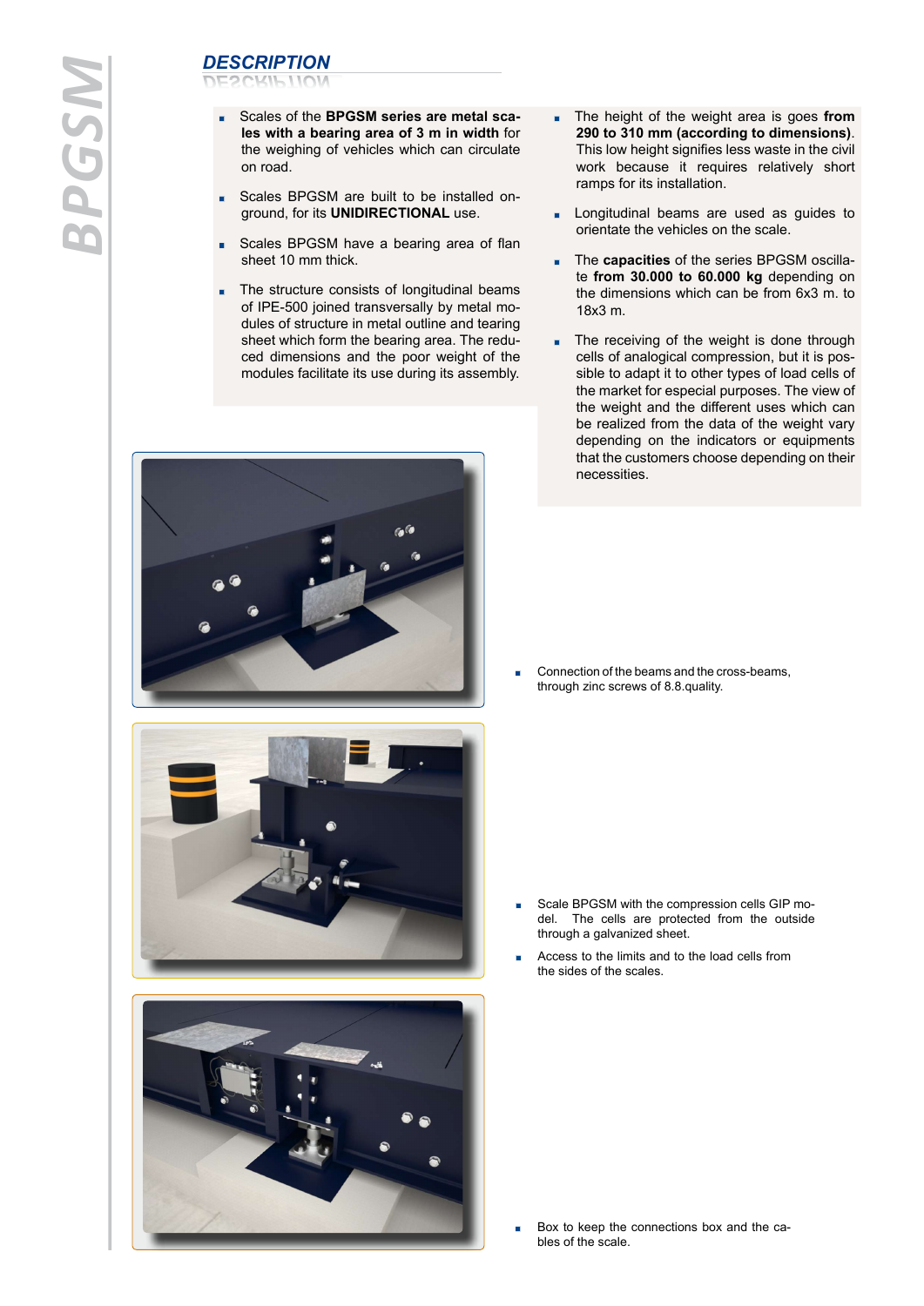## DESCRIPTION

- Scales of the **BPGSM series are metal scales with a bearing area of 3 m in width** for the weighing of vehicles which can circulate on road.
- Scales BPGSM are built to be installed on-ground, for its **UNIDIRECTIONAL** use.
- Scales BPGSM have a bearing area of flan sheet 10 mm thick.
- The structure consists of longitudinal beams of IPE-500 joined transversally by metal modules of structure in metal outline and tearing sheet which form the bearing area. The reduced dimensions and the poor weight of the modules facilitate its use during its assembly.
- The height of the weight area is goes **from 290 to 310 mm (according to dimensions)**. This low height signifies less waste in the civil work because it requires relatively short ramps for its installation.
- Longitudinal beams are used as guides to orientate the vehicles on the scale.
- The **capacities** of the series BPGSM oscillate **from 30.000 to 60.000 kg** depending on the dimensions which can be from 6x3 m. to 18x3 m.
- The receiving of the weight is done through cells of analogical compression, but it is possible to adapt it to other types of load cells of the market for especial purposes. The view of the weight and the different uses which can be realized from the data of the weight vary depending on the indicators or equipments that the customers choose depending on their necessities.

- Connection of the beams and the cross-beams, through zinc screws of 8.8.quality.

- Scale BPGSM with the compression cells GIP model. The cells are protected from the outside through a galvanized sheet.
- Access to the limits and to the load cells from the sides of the scales.

- Box to keep the connections box and the cables of the scale.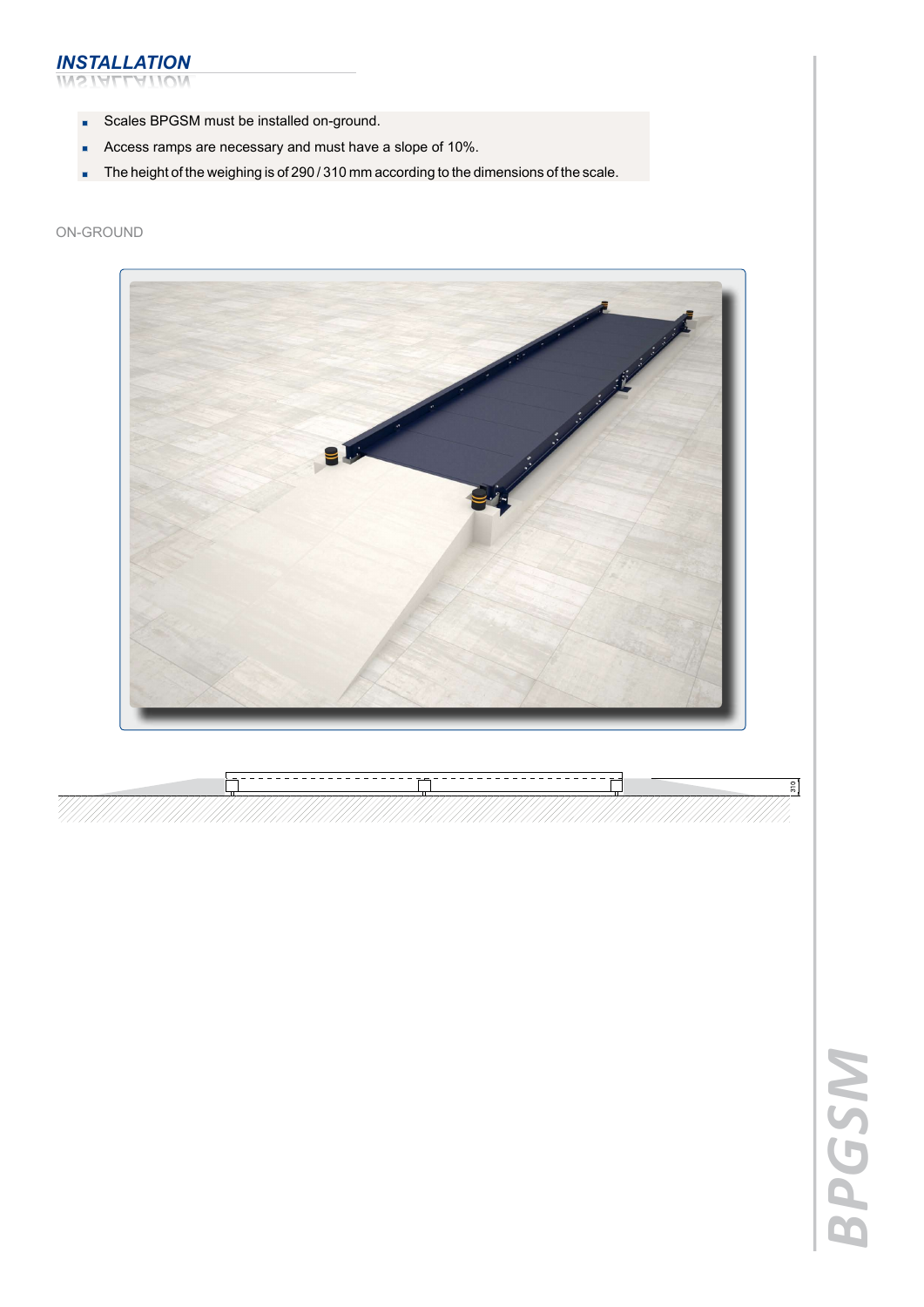## *INSTALLATION*

- Scales BPGSM must be installed on-ground.
- Access ramps are necessary and must have a slope of 10%.
- The height of the weighing is of 290 / 310 mm according to the dimensions of the scale.

ON-GROUND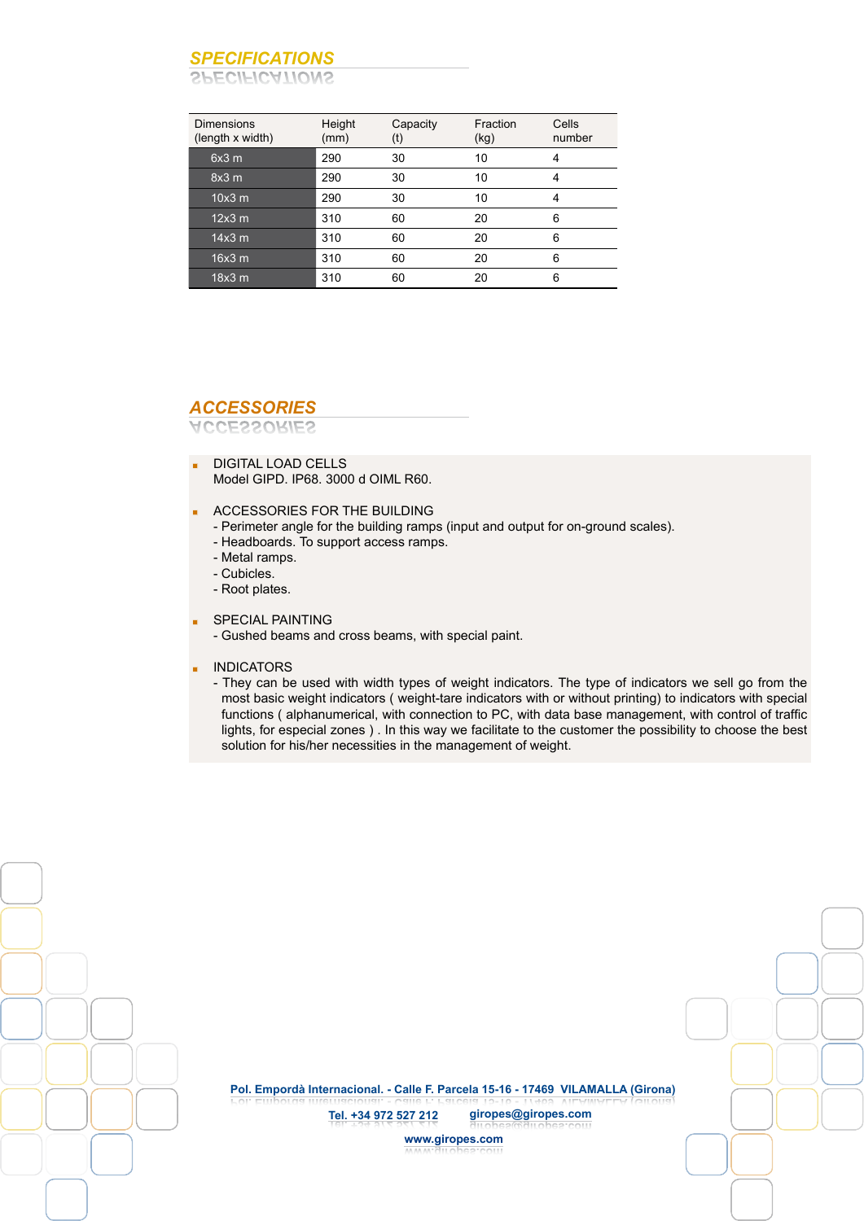## SPECIFICATIONS

| Dimensions (length x width) | Height (mm) | Capacity (t) | Fraction (kg) | Cells number |
|---|---|---|---|---|
| 6x3 m | 290 | 30 | 10 | 4 |
| 8x3 m | 290 | 30 | 10 | 4 |
| 10x3 m | 290 | 30 | 10 | 4 |
| 12x3 m | 310 | 60 | 20 | 6 |
| 14x3 m | 310 | 60 | 20 | 6 |
| 16x3 m | 310 | 60 | 20 | 6 |
| 18x3 m | 310 | 60 | 20 | 6 |

## ACCESSORIES

- DIGITAL LOAD CELLS
  Model GIPD. IP68. 3000 d OIML R60.

- ACCESSORIES FOR THE BUILDING
  - Perimeter angle for the building ramps (input and output for on-ground scales).
  - Headboards. To support access ramps.
  - Metal ramps.
  - Cubicles.
  - Root plates.

- SPECIAL PAINTING
  - Gushed beams and cross beams, with special paint.

- INDICATORS
  - They can be used with width types of weight indicators. The type of indicators we sell go from the most basic weight indicators ( weight-tare indicators with or without printing) to indicators with special functions ( alphanumerical, with connection to PC, with data base management, with control of traffic lights, for especial zones ) . In this way we facilitate to the customer the possibility to choose the best solution for his/her necessities in the management of weight.

Pol. Empordà Internacional. - Calle F. Parcela 15-16 - 17469 VILAMALLA (Girona)

Tel. +34 972 527 212 giropes@giropes.com

www.giropes.com